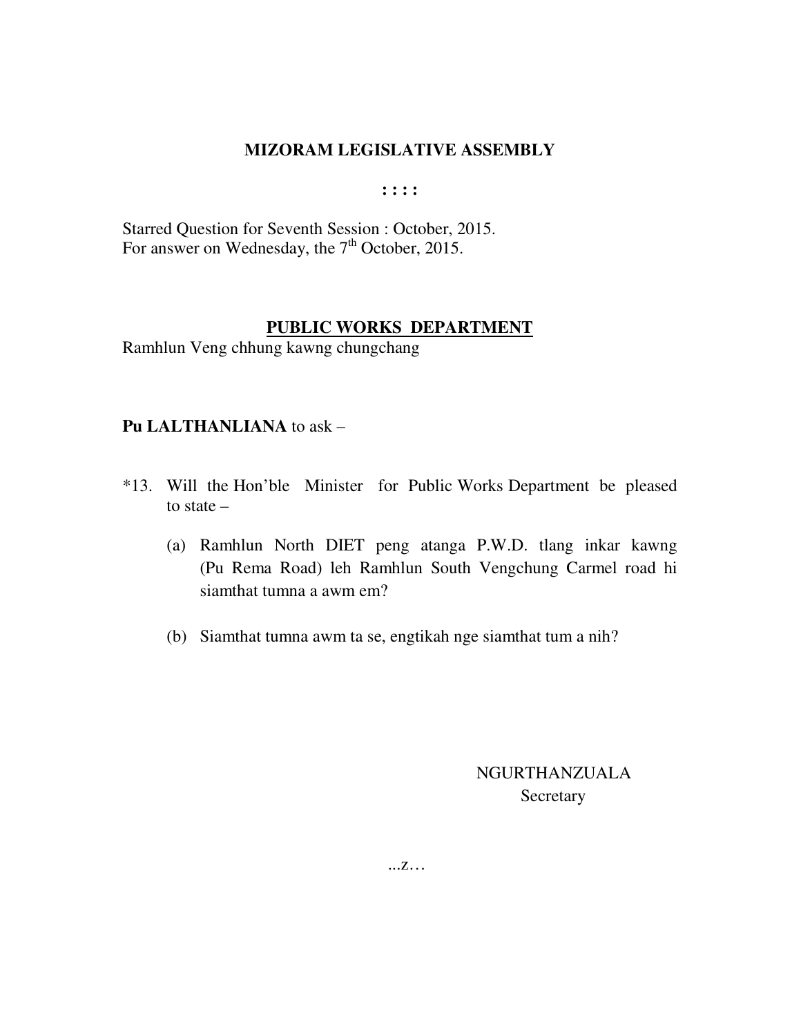# MIZORAM LEGISLATIVE ASSEMBLY

: : : :

Starred Question for Seventh Session : October, 2015.
For answer on Wednesday, the 7th October, 2015.

## PUBLIC WORKS DEPARTMENT

Ramhlun Veng chhung kawng chungchang

**Pu LALTHANLIANA** to ask –

*13. Will the Hon'ble Minister for Public Works Department be pleased to state –

(a) Ramhlun North DIET peng atanga P.W.D. tlang inkar kawng (Pu Rema Road) leh Ramhlun South Vengchung Carmel road hi siamthat tumna a awm em?

(b) Siamthat tumna awm ta se, engtikah nge siamthat tum a nih?

NGURTHANZUALA
Secretary

...z…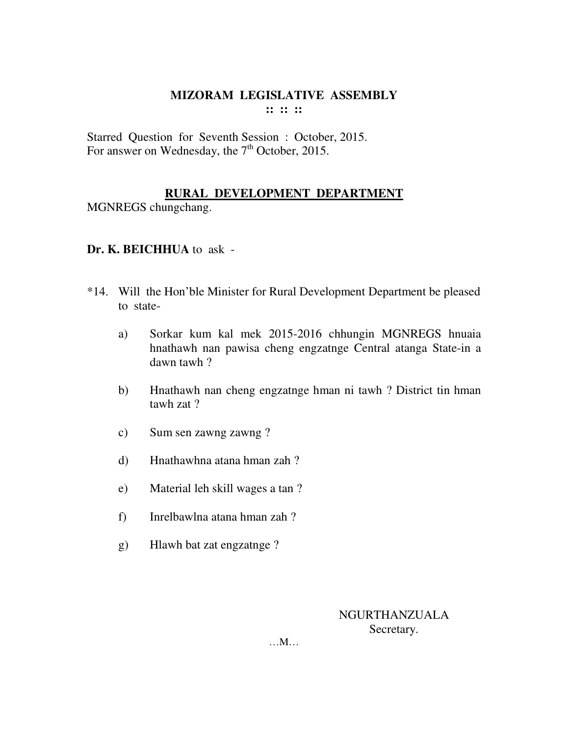**MIZORAM LEGISLATIVE ASSEMBLY**
**:: :: ::**

Starred Question for Seventh Session : October, 2015.
For answer on Wednesday, the 7th October, 2015.

**RURAL DEVELOPMENT DEPARTMENT**

MGNREGS chungchang.

**Dr. K. BEICHHUA** to ask -

*14. Will the Hon'ble Minister for Rural Development Department be pleased to state-

a) Sorkar kum kal mek 2015-2016 chhungin MGNREGS hnuaia hnathawh nan pawisa cheng engzatnge Central atanga State-in a dawn tawh ?

b) Hnathawh nan cheng engzatnge hman ni tawh ? District tin hman tawh zat ?

c) Sum sen zawng zawng ?

d) Hnathawhna atana hman zah ?

e) Material leh skill wages a tan ?

f) Inrelbawlna atana hman zah ?

g) Hlawh bat zat engzatnge ?

NGURTHANZUALA
Secretary.

…M…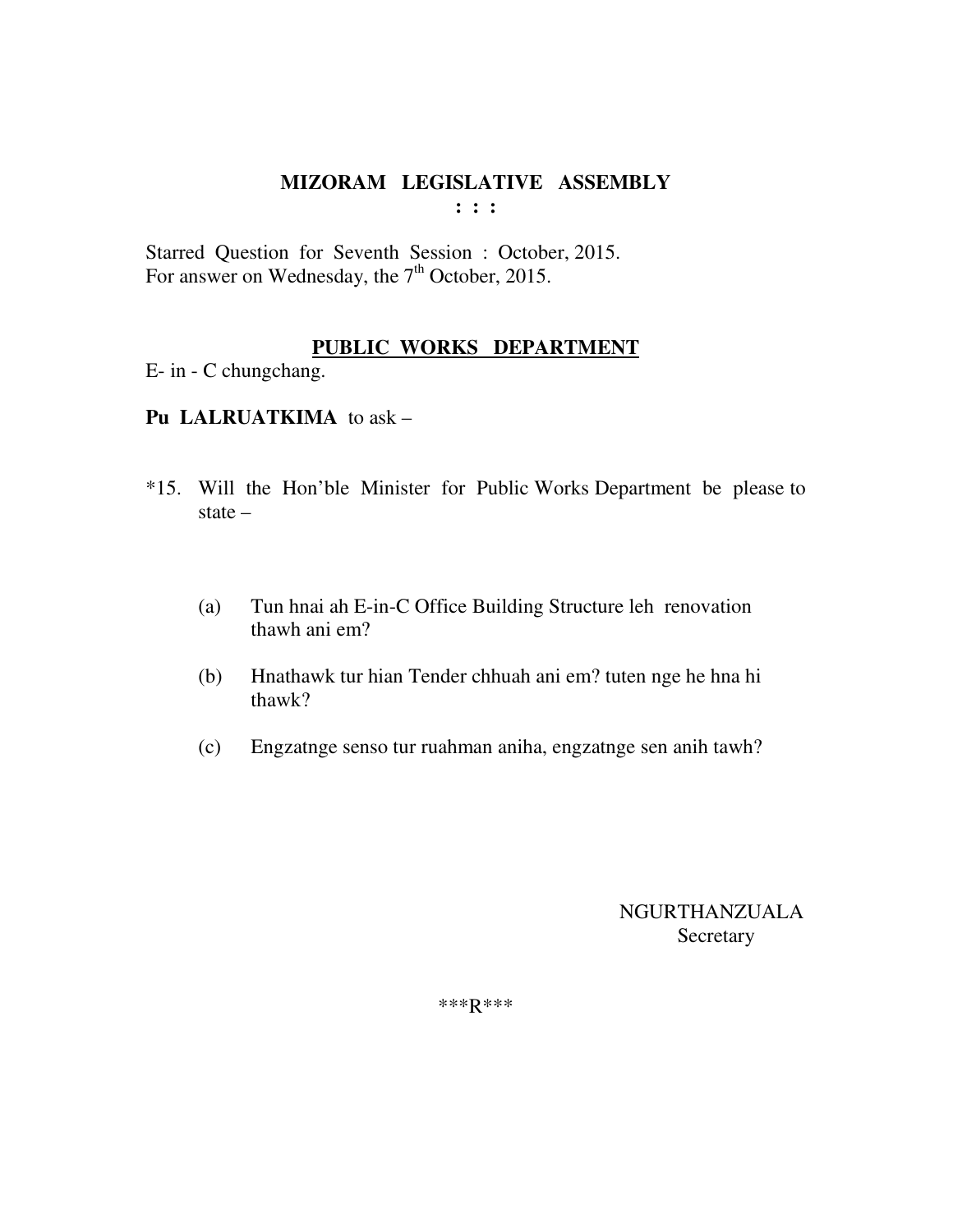# MIZORAM LEGISLATIVE ASSEMBLY

**: : :**

Starred Question for Seventh Session : October, 2015.
For answer on Wednesday, the 7th October, 2015.

## PUBLIC WORKS DEPARTMENT

E- in - C chungchang.

**Pu LALRUATKIMA** to ask –

*15. Will the Hon'ble Minister for Public Works Department be please to state –

(a) Tun hnai ah E-in-C Office Building Structure leh renovation thawh ani em?

(b) Hnathawk tur hian Tender chhuah ani em? tuten nge he hna hi thawk?

(c) Engzatnge senso tur ruahman aniha, engzatnge sen anih tawh?

NGURTHANZUALA
Secretary

\*\*\*R\*\*\*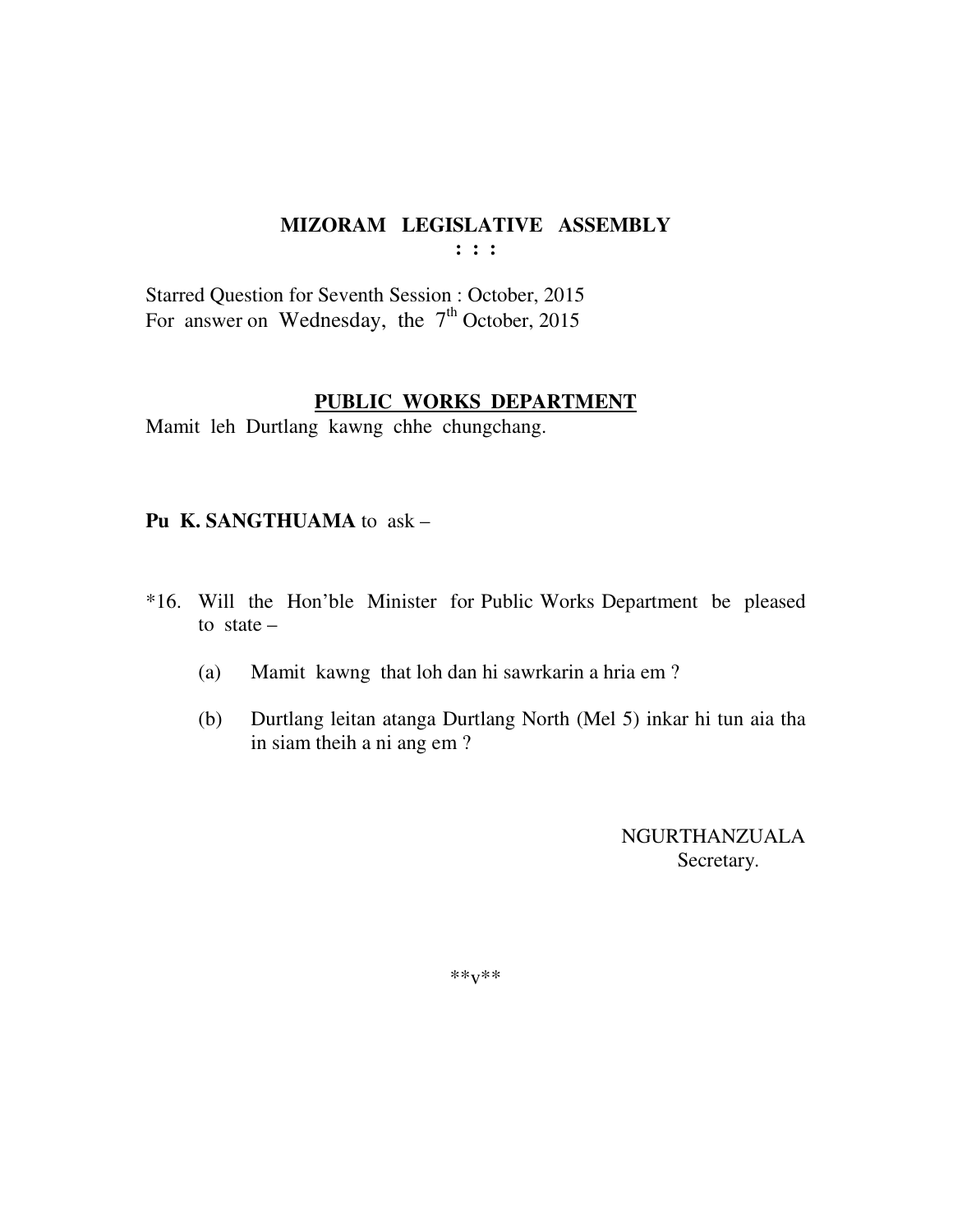# MIZORAM LEGISLATIVE ASSEMBLY

: : :

Starred Question for Seventh Session : October, 2015
For answer on Wednesday, the 7th October, 2015

## PUBLIC WORKS DEPARTMENT

Mamit leh Durtlang kawng chhe chungchang.

**Pu K. SANGTHUAMA** to ask –

*16. Will the Hon'ble Minister for Public Works Department be pleased to state –

(a) Mamit kawng that loh dan hi sawrkarin a hria em ?

(b) Durtlang leitan atanga Durtlang North (Mel 5) inkar hi tun aia tha in siam theih a ni ang em ?

NGURTHANZUALA
Secretary.

**v**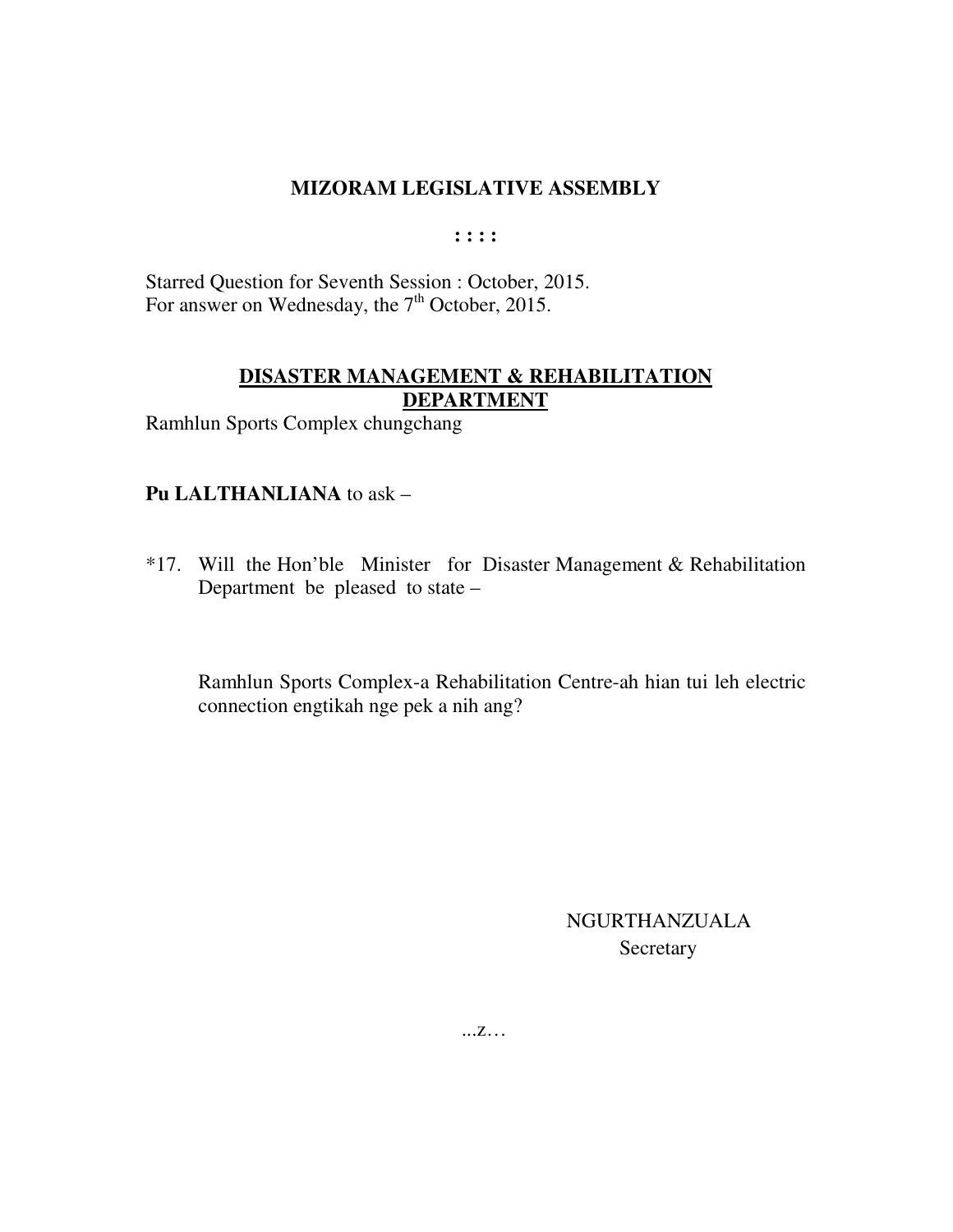**MIZORAM LEGISLATIVE ASSEMBLY**

**: : : :**

Starred Question for Seventh Session : October, 2015.
For answer on Wednesday, the 7th October, 2015.

**DISASTER MANAGEMENT & REHABILITATION DEPARTMENT**

Ramhlun Sports Complex chungchang

**Pu LALTHANLIANA** to ask –

*17. Will the Hon'ble Minister for Disaster Management & Rehabilitation Department be pleased to state –

Ramhlun Sports Complex-a Rehabilitation Centre-ah hian tui leh electric connection engtikah nge pek a nih ang?

NGURTHANZUALA
Secretary

...z…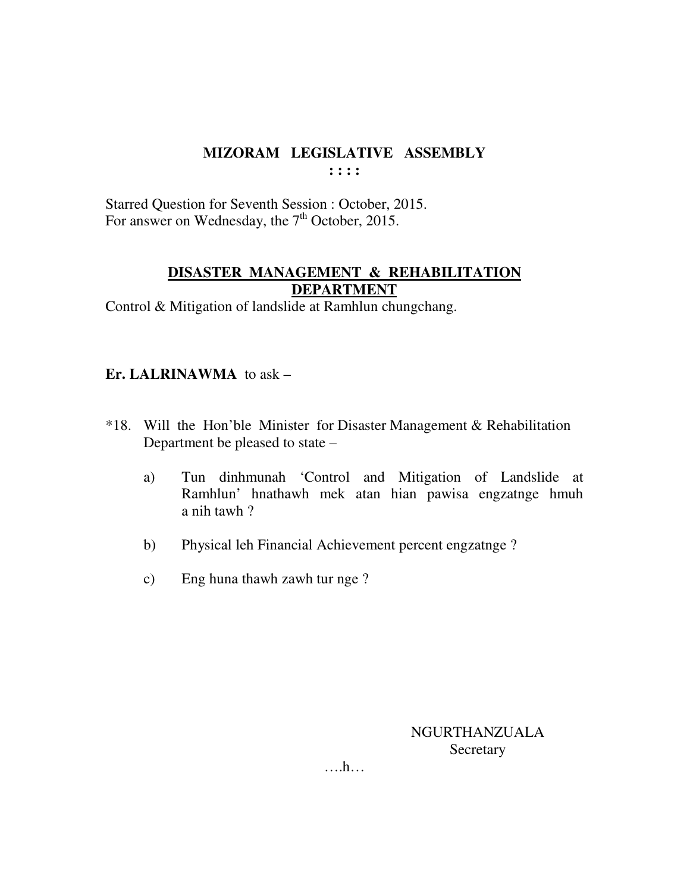# MIZORAM LEGISLATIVE ASSEMBLY

**: : : :**

Starred Question for Seventh Session : October, 2015.
For answer on Wednesday, the 7th October, 2015.

## DISASTER MANAGEMENT & REHABILITATION DEPARTMENT

Control & Mitigation of landslide at Ramhlun chungchang.

**Er. LALRINAWMA** to ask –

*18. Will the Hon'ble Minister for Disaster Management & Rehabilitation Department be pleased to state –

a) Tun dinhmunah 'Control and Mitigation of Landslide at Ramhlun' hnathawh mek atan hian pawisa engzatnge hmuh a nih tawh ?

b) Physical leh Financial Achievement percent engzatnge ?

c) Eng huna thawh zawh tur nge ?

NGURTHANZUALA
Secretary

….h…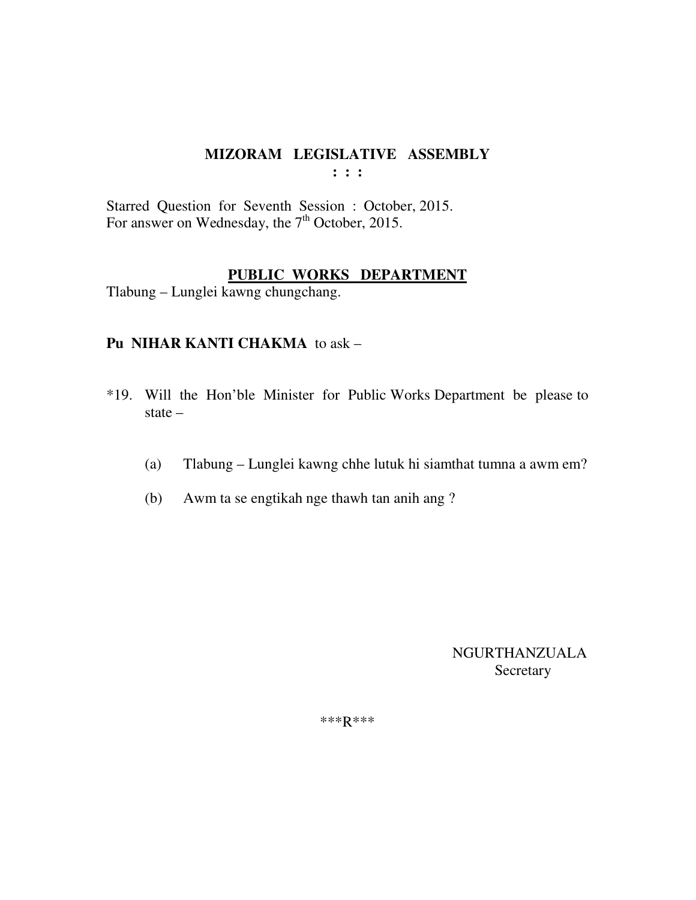# MIZORAM LEGISLATIVE ASSEMBLY

**: : :**

Starred Question for Seventh Session : October, 2015.
For answer on Wednesday, the 7th October, 2015.

## PUBLIC WORKS DEPARTMENT

Tlabung – Lunglei kawng chungchang.

**Pu NIHAR KANTI CHAKMA** to ask –

*19. Will the Hon'ble Minister for Public Works Department be please to state –

(a) Tlabung – Lunglei kawng chhe lutuk hi siamthat tumna a awm em?

(b) Awm ta se engtikah nge thawh tan anih ang ?

NGURTHANZUALA
Secretary

***R***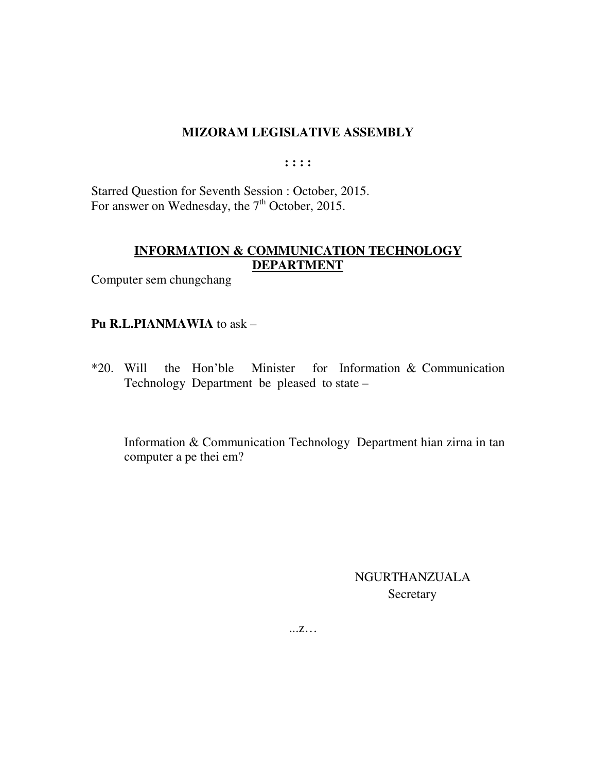# MIZORAM LEGISLATIVE ASSEMBLY

**: : : :**

Starred Question for Seventh Session : October, 2015.
For answer on Wednesday, the 7th October, 2015.

## INFORMATION & COMMUNICATION TECHNOLOGY DEPARTMENT

Computer sem chungchang

**Pu R.L.PIANMAWIA** to ask –

*20. Will the Hon'ble Minister for Information & Communication Technology Department be pleased to state –

Information & Communication Technology Department hian zirna in tan computer a pe thei em?

NGURTHANZUALA
Secretary

...z…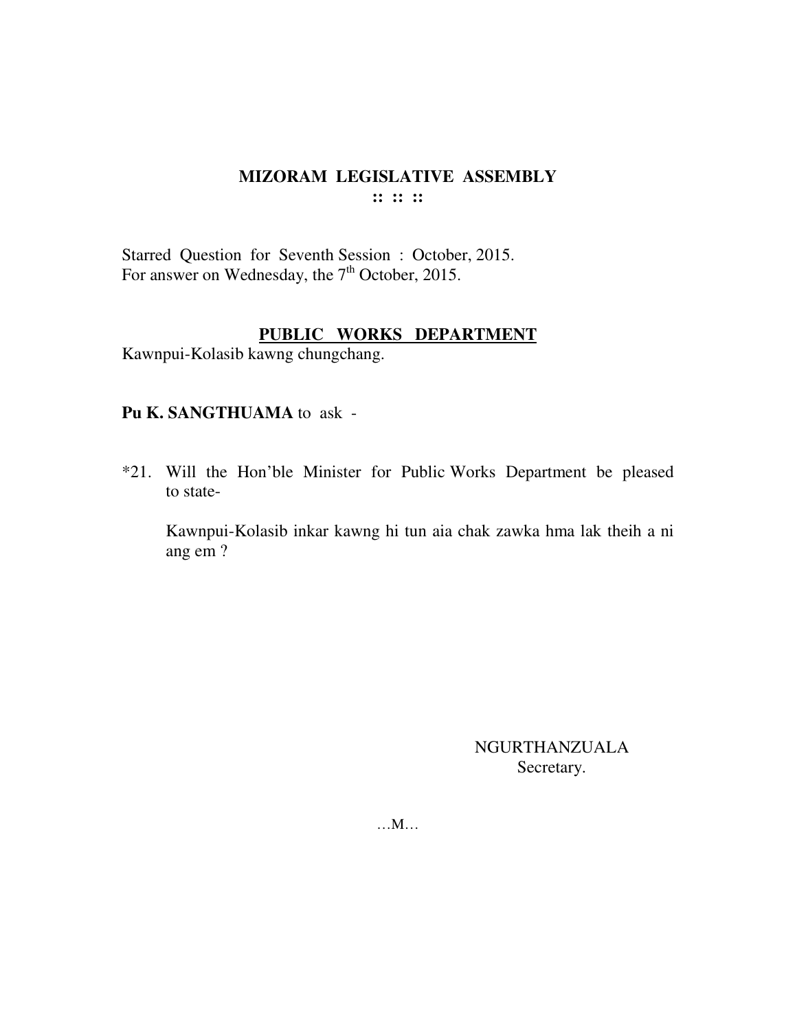# MIZORAM LEGISLATIVE ASSEMBLY

:: :: ::

Starred Question for Seventh Session : October, 2015.
For answer on Wednesday, the 7th October, 2015.

## PUBLIC WORKS DEPARTMENT

Kawnpui-Kolasib kawng chungchang.

**Pu K. SANGTHUAMA** to ask -

*21. Will the Hon'ble Minister for Public Works Department be pleased to state-

Kawnpui-Kolasib inkar kawng hi tun aia chak zawka hma lak theih a ni ang em ?

NGURTHANZUALA
Secretary.

…M…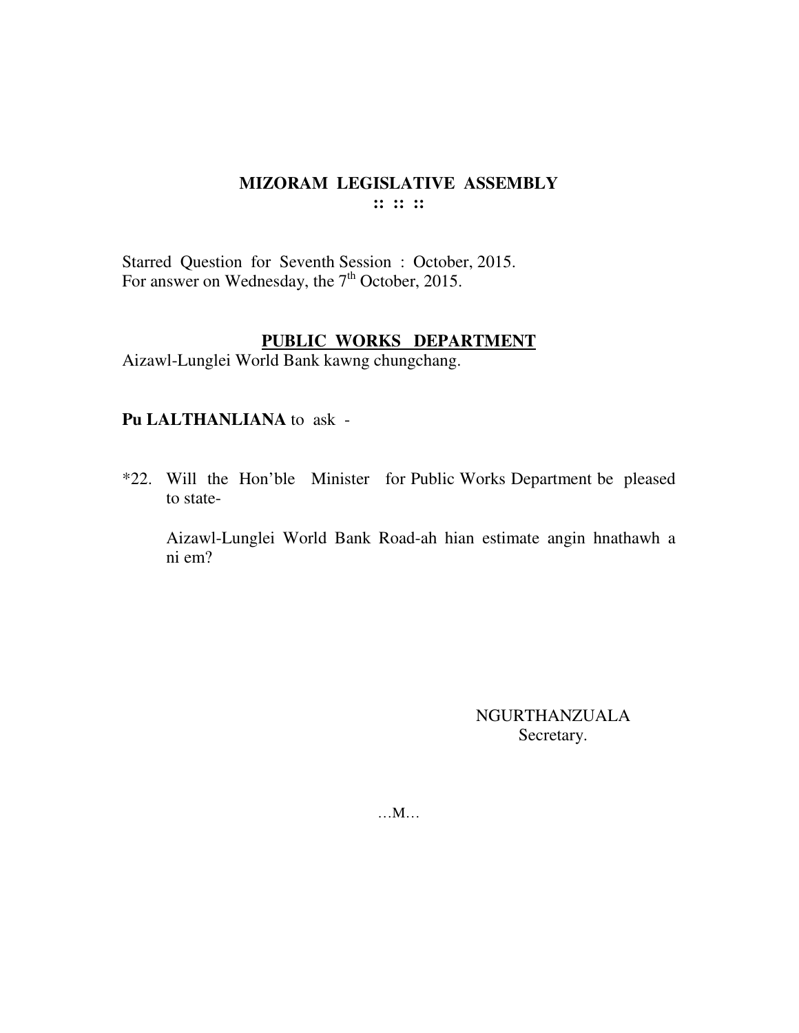## MIZORAM LEGISLATIVE ASSEMBLY

:: :: ::

Starred Question for Seventh Session : October, 2015.
For answer on Wednesday, the 7th October, 2015.

**PUBLIC WORKS DEPARTMENT**

Aizawl-Lunglei World Bank kawng chungchang.

**Pu LALTHANLIANA** to ask -

*22. Will the Hon'ble Minister for Public Works Department be pleased to state-

Aizawl-Lunglei World Bank Road-ah hian estimate angin hnathawh a ni em?

NGURTHANZUALA
Secretary.

…M…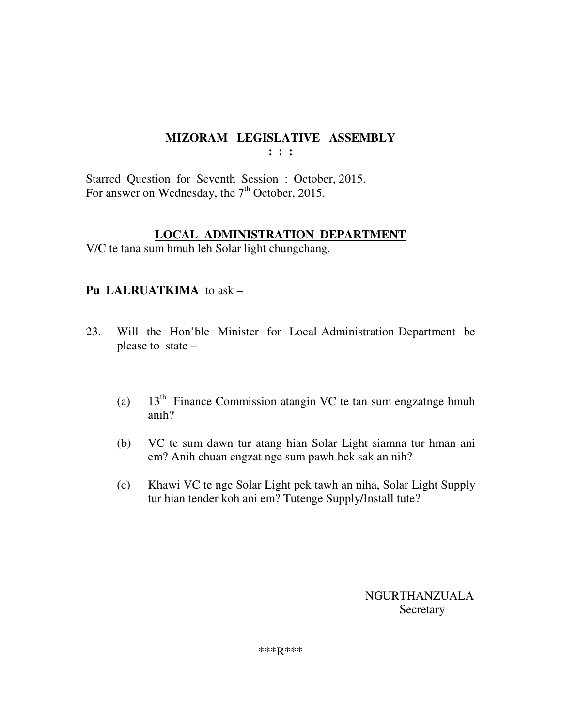# MIZORAM LEGISLATIVE ASSEMBLY

**: : :**

Starred Question for Seventh Session : October, 2015.
For answer on Wednesday, the 7th October, 2015.

## LOCAL ADMINISTRATION DEPARTMENT

V/C te tana sum hmuh leh Solar light chungchang.

**Pu LALRUATKIMA** to ask –

23. Will the Hon'ble Minister for Local Administration Department be please to state –

    (a) 13th Finance Commission atangin VC te tan sum engzatnge hmuh anih?

    (b) VC te sum dawn tur atang hian Solar Light siamna tur hman ani em? Anih chuan engzat nge sum pawh hek sak an nih?

    (c) Khawi VC te nge Solar Light pek tawh an niha, Solar Light Supply tur hian tender koh ani em? Tutenge Supply/Install tute?

NGURTHANZUALA
Secretary

\*\*\*R\*\*\*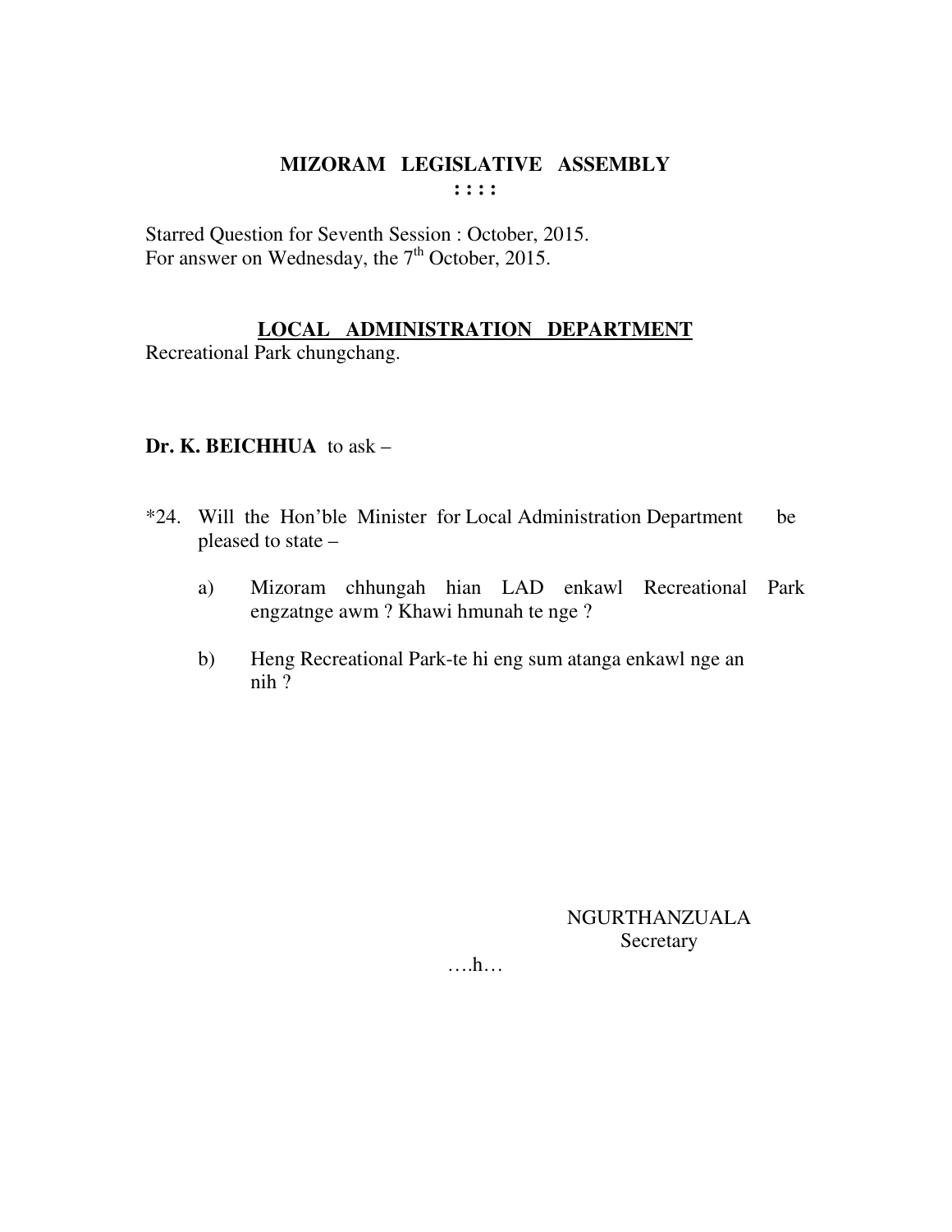**MIZORAM LEGISLATIVE ASSEMBLY**
**: : : :**

Starred Question for Seventh Session : October, 2015.
For answer on Wednesday, the 7th October, 2015.

**LOCAL ADMINISTRATION DEPARTMENT**
Recreational Park chungchang.

**Dr. K. BEICHHUA** to ask –

*24. Will the Hon'ble Minister for Local Administration Department be pleased to state –

a) Mizoram chhungah hian LAD enkawl Recreational Park engzatnge awm ? Khawi hmunah te nge ?

b) Heng Recreational Park-te hi eng sum atanga enkawl nge an nih ?

NGURTHANZUALA
Secretary

….h…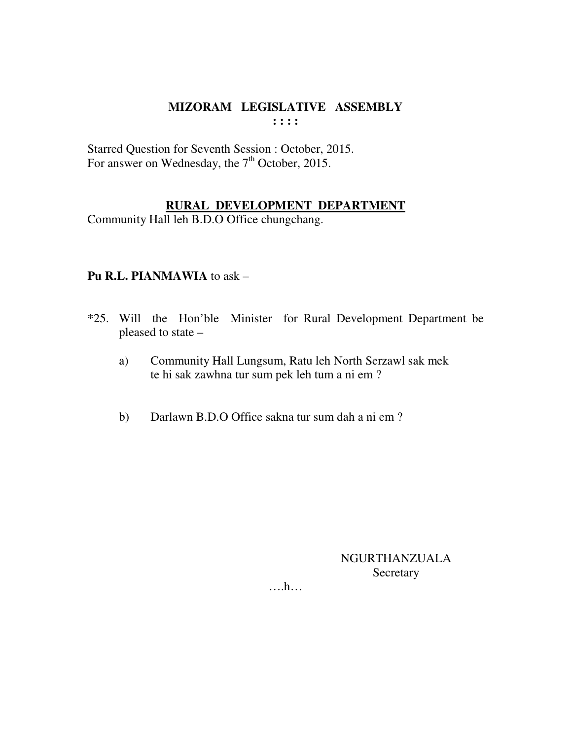# MIZORAM LEGISLATIVE ASSEMBLY

**: : : :**

Starred Question for Seventh Session : October, 2015.
For answer on Wednesday, the 7th October, 2015.

## RURAL DEVELOPMENT DEPARTMENT

Community Hall leh B.D.O Office chungchang.

**Pu R.L. PIANMAWIA** to ask –

*25. Will the Hon'ble Minister for Rural Development Department be pleased to state –

a) Community Hall Lungsum, Ratu leh North Serzawl sak mek te hi sak zawhna tur sum pek leh tum a ni em ?

b) Darlawn B.D.O Office sakna tur sum dah a ni em ?

NGURTHANZUALA
Secretary

….h…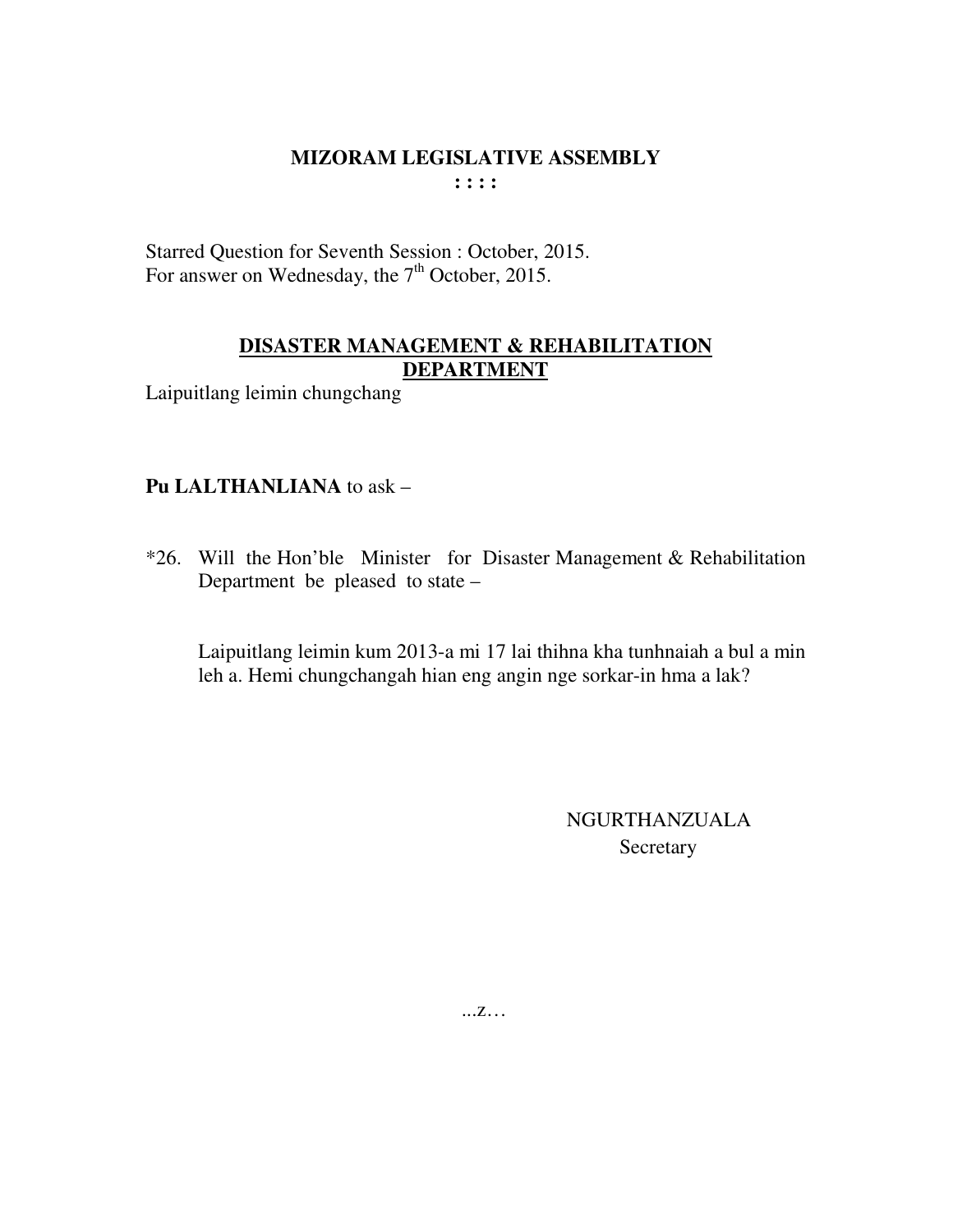# MIZORAM LEGISLATIVE ASSEMBLY

**: : : :**

Starred Question for Seventh Session : October, 2015.
For answer on Wednesday, the 7th October, 2015.

## DISASTER MANAGEMENT & REHABILITATION DEPARTMENT

Laipuitlang leimin chungchang

**Pu LALTHANLIANA** to ask –

*26. Will the Hon'ble Minister for Disaster Management & Rehabilitation Department be pleased to state –

Laipuitlang leimin kum 2013-a mi 17 lai thihna kha tunhnaiah a bul a min leh a. Hemi chungchangah hian eng angin nge sorkar-in hma a lak?

NGURTHANZUALA
Secretary

...z…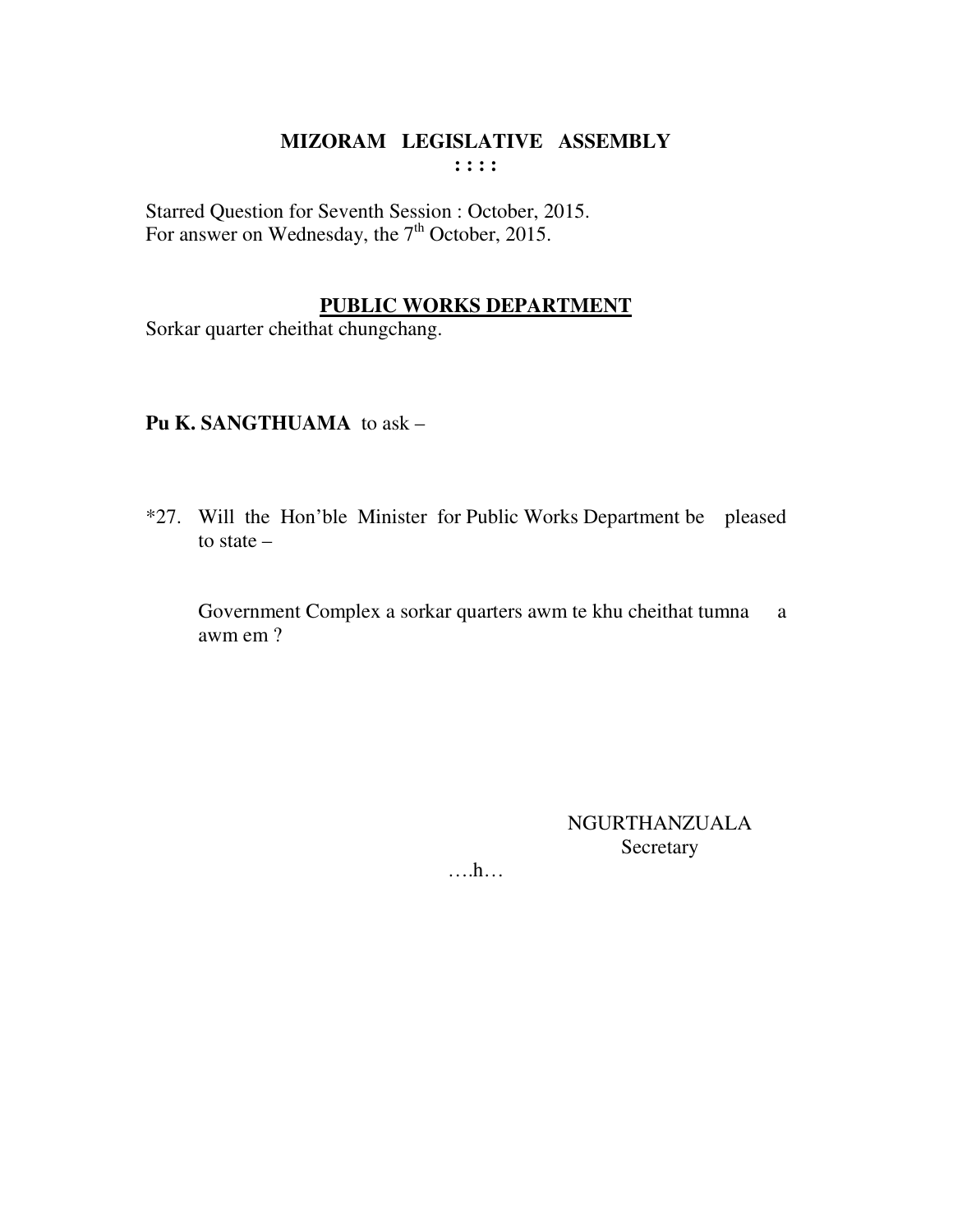# MIZORAM LEGISLATIVE ASSEMBLY

**: : : :**

Starred Question for Seventh Session : October, 2015.
For answer on Wednesday, the 7th October, 2015.

## PUBLIC WORKS DEPARTMENT

Sorkar quarter cheithat chungchang.

**Pu K. SANGTHUAMA** to ask –

*27. Will the Hon'ble Minister for Public Works Department be pleased to state –

Government Complex a sorkar quarters awm te khu cheithat tumna a awm em ?

NGURTHANZUALA
Secretary

….h…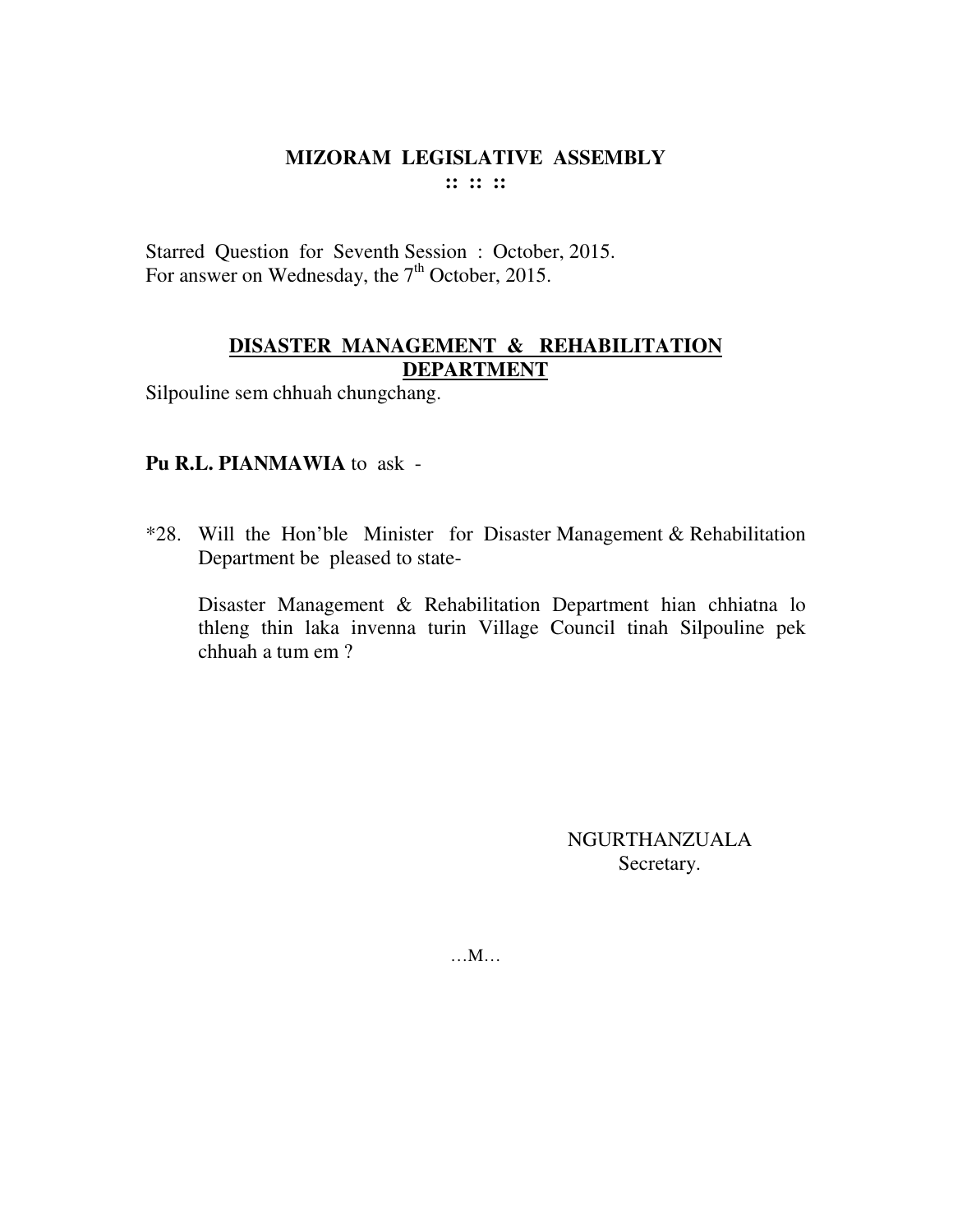# MIZORAM LEGISLATIVE ASSEMBLY

:: :: ::

Starred Question for Seventh Session : October, 2015.
For answer on Wednesday, the 7th October, 2015.

## DISASTER MANAGEMENT & REHABILITATION DEPARTMENT

Silpouline sem chhuah chungchang.

**Pu R.L. PIANMAWIA** to ask -

*28. Will the Hon'ble Minister for Disaster Management & Rehabilitation Department be pleased to state-

Disaster Management & Rehabilitation Department hian chhiatna lo thleng thin laka invenna turin Village Council tinah Silpouline pek chhuah a tum em ?

NGURTHANZUALA
Secretary.

…M…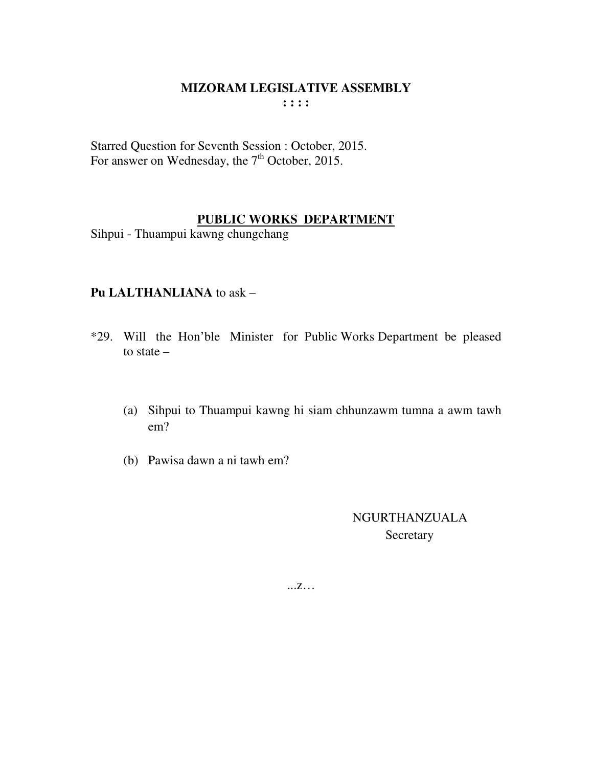**MIZORAM LEGISLATIVE ASSEMBLY**
**: : : :**

Starred Question for Seventh Session : October, 2015.
For answer on Wednesday, the 7th October, 2015.

## PUBLIC WORKS DEPARTMENT

Sihpui - Thuampui kawng chungchang

**Pu LALTHANLIANA** to ask –

*29. Will the Hon'ble Minister for Public Works Department be pleased to state –

(a) Sihpui to Thuampui kawng hi siam chhunzawm tumna a awm tawh em?

(b) Pawisa dawn a ni tawh em?

NGURTHANZUALA
Secretary

...z…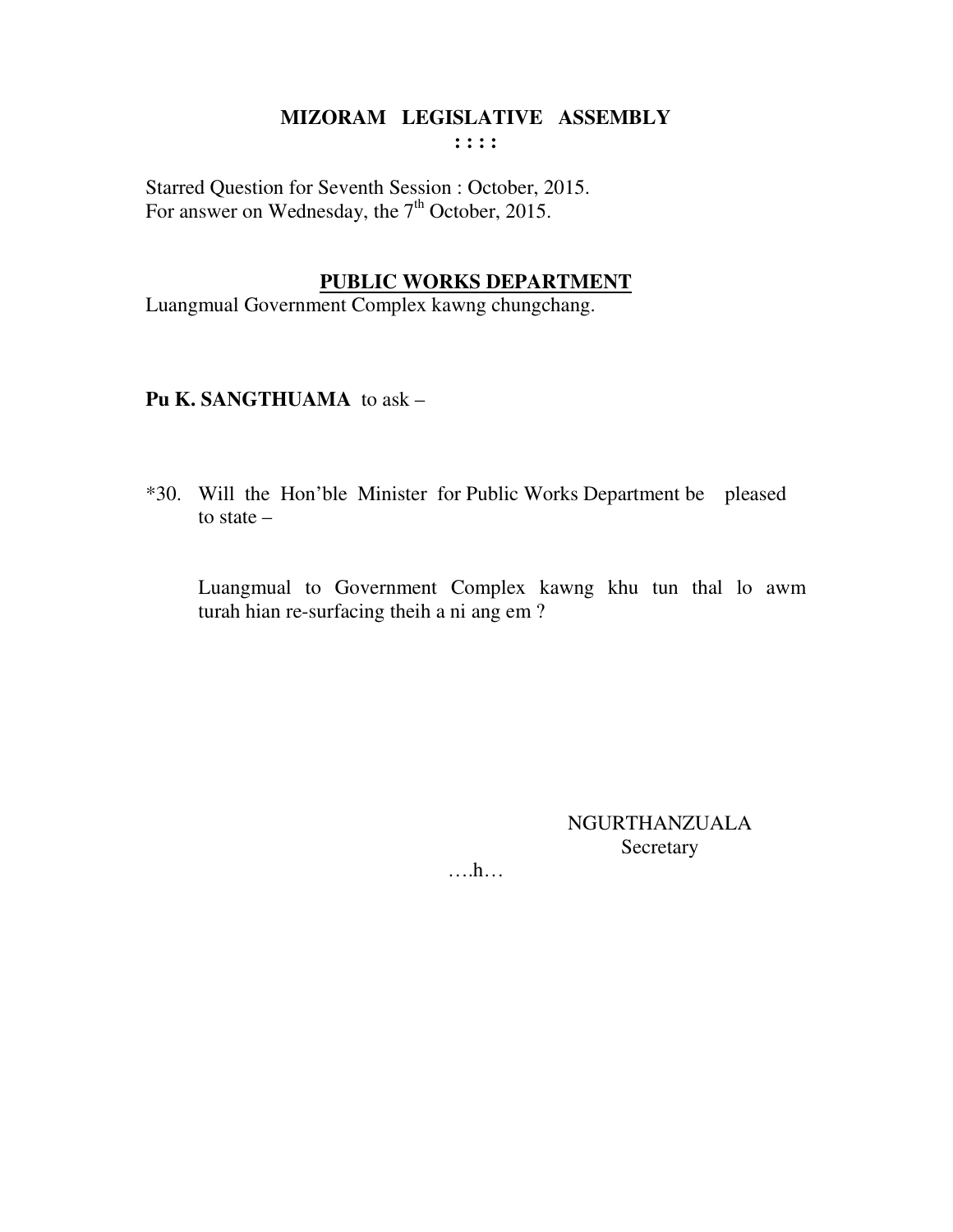# MIZORAM LEGISLATIVE ASSEMBLY

: : : :

Starred Question for Seventh Session : October, 2015.
For answer on Wednesday, the 7th October, 2015.

## PUBLIC WORKS DEPARTMENT

Luangmual Government Complex kawng chungchang.

**Pu K. SANGTHUAMA** to ask –

*30. Will the Hon'ble Minister for Public Works Department be pleased to state –

Luangmual to Government Complex kawng khu tun thal lo awm turah hian re-surfacing theih a ni ang em ?

NGURTHANZUALA
Secretary

….h…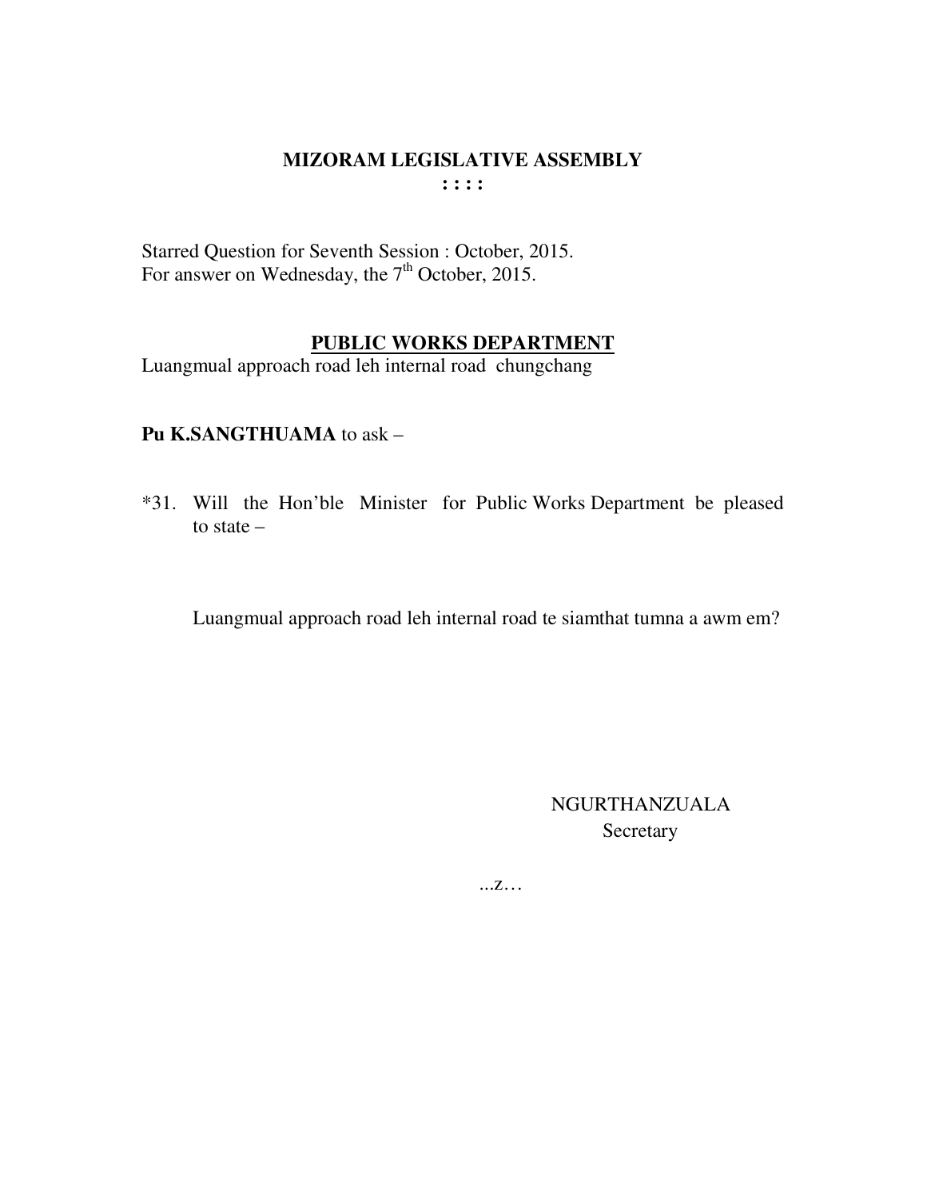# MIZORAM LEGISLATIVE ASSEMBLY

**: : : :**

Starred Question for Seventh Session : October, 2015.
For answer on Wednesday, the 7th October, 2015.

## PUBLIC WORKS DEPARTMENT

Luangmual approach road leh internal road chungchang

**Pu K.SANGTHUAMA** to ask –

*31. Will the Hon'ble Minister for Public Works Department be pleased to state –

Luangmual approach road leh internal road te siamthat tumna a awm em?

NGURTHANZUALA
Secretary

...z…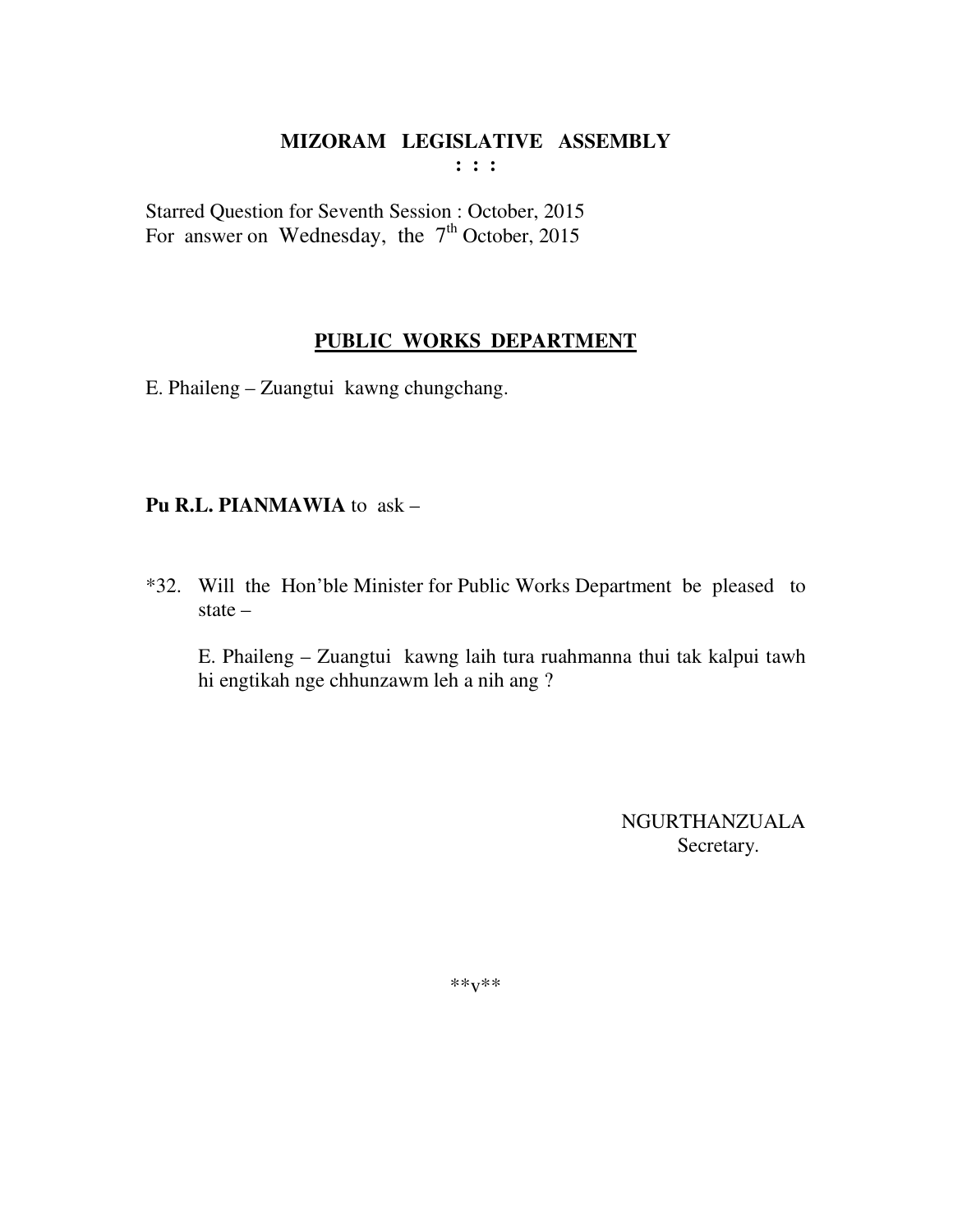**MIZORAM LEGISLATIVE ASSEMBLY**
**: : :**

Starred Question for Seventh Session : October, 2015
For answer on Wednesday, the 7th October, 2015

**PUBLIC WORKS DEPARTMENT**

E. Phaileng – Zuangtui kawng chungchang.

**Pu R.L. PIANMAWIA** to ask –

*32. Will the Hon'ble Minister for Public Works Department be pleased to state –

E. Phaileng – Zuangtui kawng laih tura ruahmanna thui tak kalpui tawh hi engtikah nge chhunzawm leh a nih ang ?

NGURTHANZUALA
Secretary.

**v**